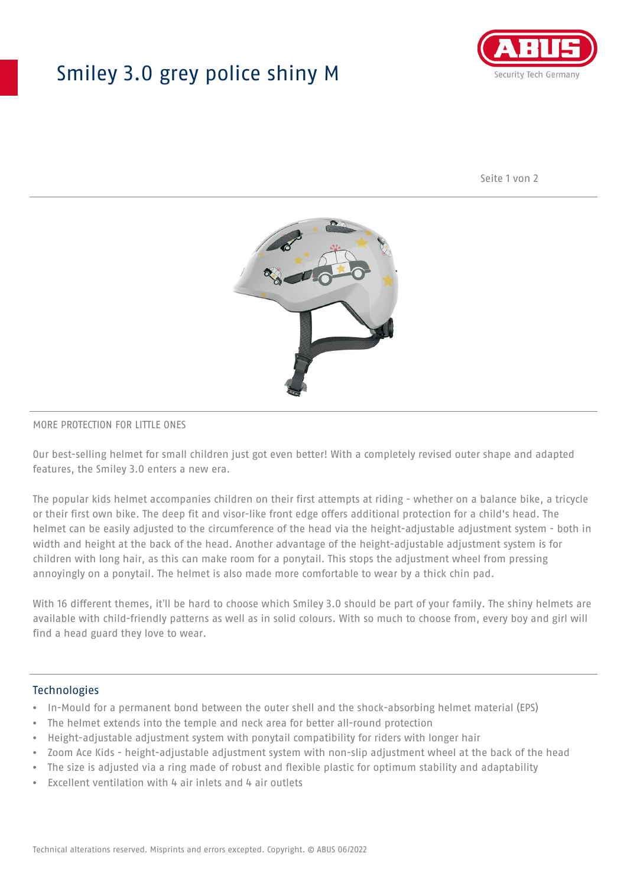# Smiley 3.0 grey police shiny M

MORE PROTECTION FOR LITTLE ONES

Our best-selling helmet for small children just got even better! With a completely revised outer shape and adapted features, the Smiley 3.0 enters a new era.

The popular kids helmet accompanies children on their first attempts at riding - whether on a balance bike, a tricycle or their first own bike. The deep fit and visor-like front edge offers additional protection for a child's head. The helmet can be easily adjusted to the circumference of the head via the height-adjustable adjustment system - both in width and height at the back of the head. Another advantage of the height-adjustable adjustment system is for children with long hair, as this can make room for a ponytail. This stops the adjustment wheel from pressing annoyingly on a ponytail. The helmet is also made more comfortable to wear by a thick chin pad.

With 16 different themes, it'll be hard to choose which Smiley 3.0 should be part of your family. The shiny helmets are available with child-friendly patterns as well as in solid colours. With so much to choose from, every boy and girl will find a head guard they love to wear.

## Technologies

- In-Mould for a permanent bond between the outer shell and the shock-absorbing helmet material (EPS)
- The helmet extends into the temple and neck area for better all-round protection
- Height-adjustable adjustment system with ponytail compatibility for riders with longer hair
- Zoom Ace Kids - height-adjustable adjustment system with non-slip adjustment wheel at the back of the head
- The size is adjusted via a ring made of robust and flexible plastic for optimum stability and adaptability
- Excellent ventilation with 4 air inlets and 4 air outlets

Technical alterations reserved. Misprints and errors excepted. Copyright. © ABUS 06/2022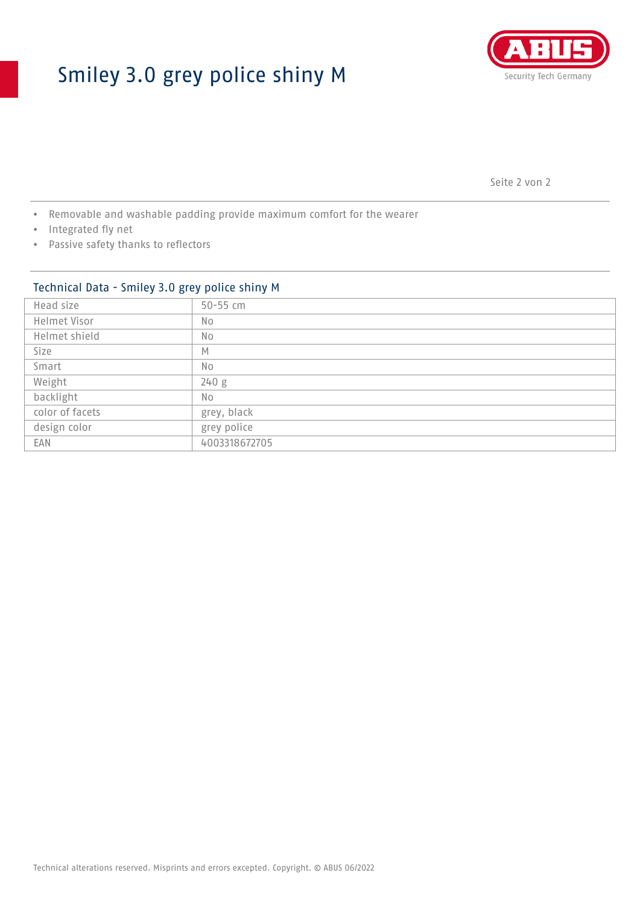# Smiley 3.0 grey police shiny M

- Removable and washable padding provide maximum comfort for the wearer
- Integrated fly net
- Passive safety thanks to reflectors

## Technical Data - Smiley 3.0 grey police shiny M

| | |
|---|---|
| Head size | 50-55 cm |
| Helmet Visor | No |
| Helmet shield | No |
| Size | M |
| Smart | No |
| Weight | 240 g |
| backlight | No |
| color of facets | grey, black |
| design color | grey police |
| EAN | 4003318672705 |

Technical alterations reserved. Misprints and errors excepted. Copyright. © ABUS 06/2022